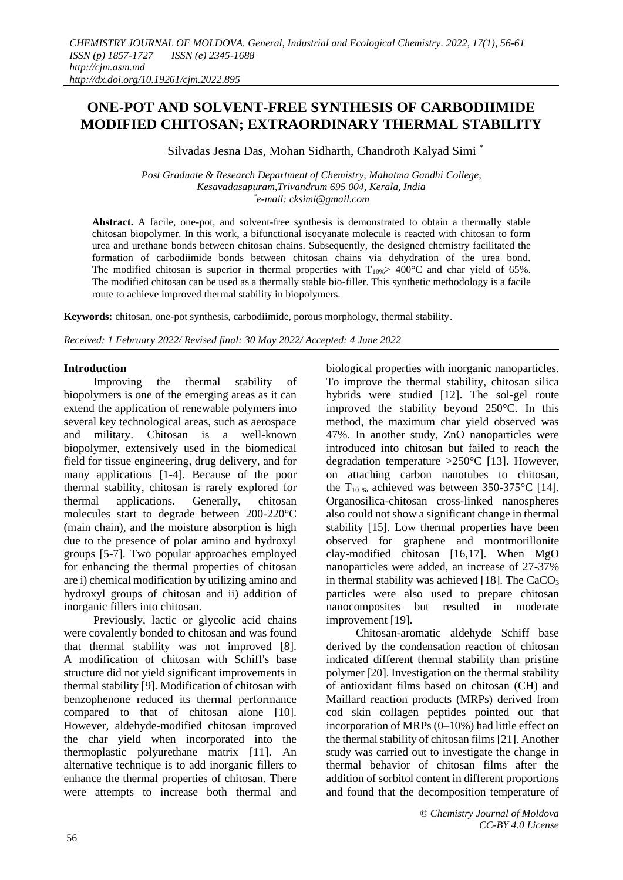# ONE-POT AND SOLVENT-FREE SYNTHESIS OF CARBODIIMIDE MODIFIED CHITOSAN; EXTRAORDINARY THERMAL STABILITY

Silvadas Jesna Das, Mohan Sidharth, Chandroth Kalyad Simi [*]

*Post Graduate & Research Department of Chemistry, Mahatma Gandhi College, Kesavadasapuram,Trivandrum 695 004, Kerala, India*
*[*]e-mail: cksimi@gmail.com*

**Abstract.** A facile, one-pot, and solvent-free synthesis is demonstrated to obtain a thermally stable chitosan biopolymer. In this work, a bifunctional isocyanate molecule is reacted with chitosan to form urea and urethane bonds between chitosan chains. Subsequently, the designed chemistry facilitated the formation of carbodiimide bonds between chitosan chains via dehydration of the urea bond. The modified chitosan is superior in thermal properties with $T_{10\%}$> 400°C and char yield of 65%. The modified chitosan can be used as a thermally stable bio-filler. This synthetic methodology is a facile route to achieve improved thermal stability in biopolymers.

**Keywords:** chitosan, one-pot synthesis, carbodiimide, porous morphology, thermal stability.

*Received: 1 February 2022/ Revised final: 30 May 2022/ Accepted: 4 June 2022*

## Introduction

Improving the thermal stability of biopolymers is one of the emerging areas as it can extend the application of renewable polymers into several key technological areas, such as aerospace and military. Chitosan is a well-known biopolymer, extensively used in the biomedical field for tissue engineering, drug delivery, and for many applications [1-4]. Because of the poor thermal stability, chitosan is rarely explored for thermal applications. Generally, chitosan molecules start to degrade between 200-220°C (main chain), and the moisture absorption is high due to the presence of polar amino and hydroxyl groups [5-7]. Two popular approaches employed for enhancing the thermal properties of chitosan are i) chemical modification by utilizing amino and hydroxyl groups of chitosan and ii) addition of inorganic fillers into chitosan.

Previously, lactic or glycolic acid chains were covalently bonded to chitosan and was found that thermal stability was not improved [8]. A modification of chitosan with Schiff's base structure did not yield significant improvements in thermal stability [9]. Modification of chitosan with benzophenone reduced its thermal performance compared to that of chitosan alone [10]. However, aldehyde-modified chitosan improved the char yield when incorporated into the thermoplastic polyurethane matrix [11]. An alternative technique is to add inorganic fillers to enhance the thermal properties of chitosan. There were attempts to increase both thermal and biological properties with inorganic nanoparticles. To improve the thermal stability, chitosan silica hybrids were studied [12]. The sol-gel route improved the stability beyond 250°C. In this method, the maximum char yield observed was 47%. In another study, ZnO nanoparticles were introduced into chitosan but failed to reach the degradation temperature >250°C [13]. However, on attaching carbon nanotubes to chitosan, the $T_{10\%}$ achieved was between 350-375°C [14]. Organosilica-chitosan cross-linked nanospheres also could not show a significant change in thermal stability [15]. Low thermal properties have been observed for graphene and montmorillonite clay-modified chitosan [16,17]. When MgO nanoparticles were added, an increase of 27-37% in the thermal stability was achieved [18]. The $CaCO_3$ particles were also used to prepare chitosan nanocomposites but resulted in moderate improvement [19].

Chitosan-aromatic aldehyde Schiff base derived by the condensation reaction of chitosan indicated different thermal stability than pristine polymer [20]. Investigation on the thermal stability of antioxidant films based on chitosan (CH) and Maillard reaction products (MRPs) derived from cod skin collagen peptides pointed out that incorporation of MRPs (0–10%) had little effect on the thermal stability of chitosan films [21]. Another study was carried out to investigate the change in thermal behavior of chitosan films after the addition of sorbitol content in different proportions and found that the decomposition temperature of

© Chemistry Journal of Moldova
CC-BY 4.0 License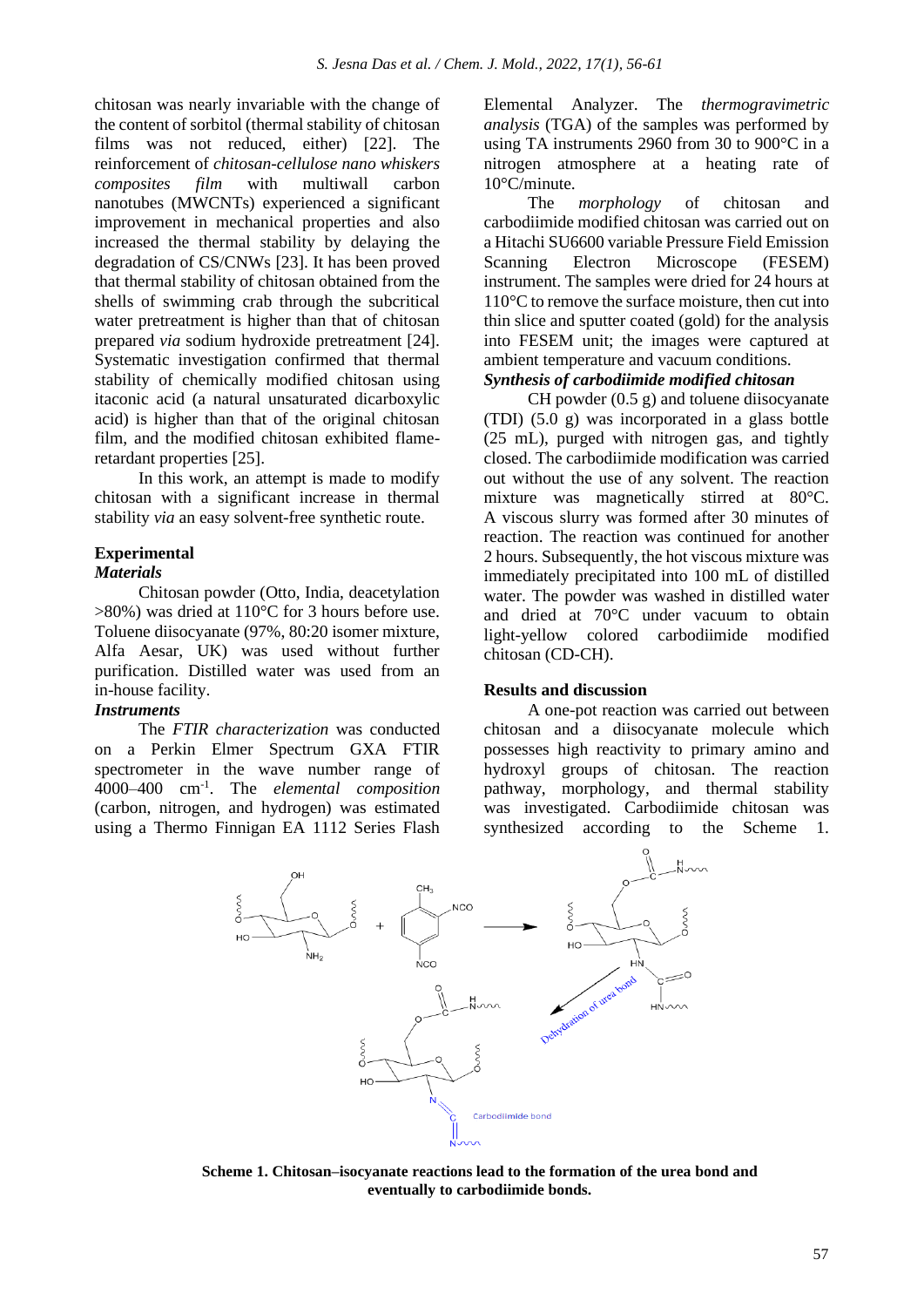chitosan was nearly invariable with the change of the content of sorbitol (thermal stability of chitosan films was not reduced, either) [22]. The reinforcement of *chitosan-cellulose nano whiskers composites film* with multiwall carbon nanotubes (MWCNTs) experienced a significant improvement in mechanical properties and also increased the thermal stability by delaying the degradation of CS/CNWs [23]. It has been proved that thermal stability of chitosan obtained from the shells of swimming crab through the subcritical water pretreatment is higher than that of chitosan prepared *via* sodium hydroxide pretreatment [24]. Systematic investigation confirmed that thermal stability of chemically modified chitosan using itaconic acid (a natural unsaturated dicarboxylic acid) is higher than that of the original chitosan film, and the modified chitosan exhibited flame-retardant properties [25].

In this work, an attempt is made to modify chitosan with a significant increase in thermal stability *via* an easy solvent-free synthetic route.

## Experimental

### *Materials*

Chitosan powder (Otto, India, deacetylation >80%) was dried at 110°C for 3 hours before use. Toluene diisocyanate (97%, 80:20 isomer mixture, Alfa Aesar, UK) was used without further purification. Distilled water was used from an in-house facility.

### *Instruments*

The *FTIR characterization* was conducted on a Perkin Elmer Spectrum GXA FTIR spectrometer in the wave number range of 4000–400 $cm^{-1}$. The *elemental composition* (carbon, nitrogen, and hydrogen) was estimated using a Thermo Finnigan EA 1112 Series Flash Elemental Analyzer. The *thermogravimetric analysis* (TGA) of the samples was performed by using TA instruments 2960 from 30 to 900°C in a nitrogen atmosphere at a heating rate of 10°C/minute.

The *morphology* of chitosan and carbodiimide modified chitosan was carried out on a Hitachi SU6600 variable Pressure Field Emission Scanning Electron Microscope (FESEM) instrument. The samples were dried for 24 hours at 110°C to remove the surface moisture, then cut into thin slice and sputter coated (gold) for the analysis into FESEM unit; the images were captured at ambient temperature and vacuum conditions.

### *Synthesis of carbodiimide modified chitosan*

CH powder (0.5 g) and toluene diisocyanate (TDI) (5.0 g) was incorporated in a glass bottle (25 mL), purged with nitrogen gas, and tightly closed. The carbodiimide modification was carried out without the use of any solvent. The reaction mixture was magnetically stirred at 80°C. A viscous slurry was formed after 30 minutes of reaction. The reaction was continued for another 2 hours. Subsequently, the hot viscous mixture was immediately precipitated into 100 mL of distilled water. The powder was washed in distilled water and dried at 70°C under vacuum to obtain light-yellow colored carbodiimide modified chitosan (CD-CH).

## Results and discussion

A one-pot reaction was carried out between chitosan and a diisocyanate molecule which possesses high reactivity to primary amino and hydroxyl groups of chitosan. The reaction pathway, morphology, and thermal stability was investigated. Carbodiimide chitosan was synthesized according to the Scheme 1.

**Scheme 1. Chitosan–isocyanate reactions lead to the formation of the urea bond and eventually to carbodiimide bonds.**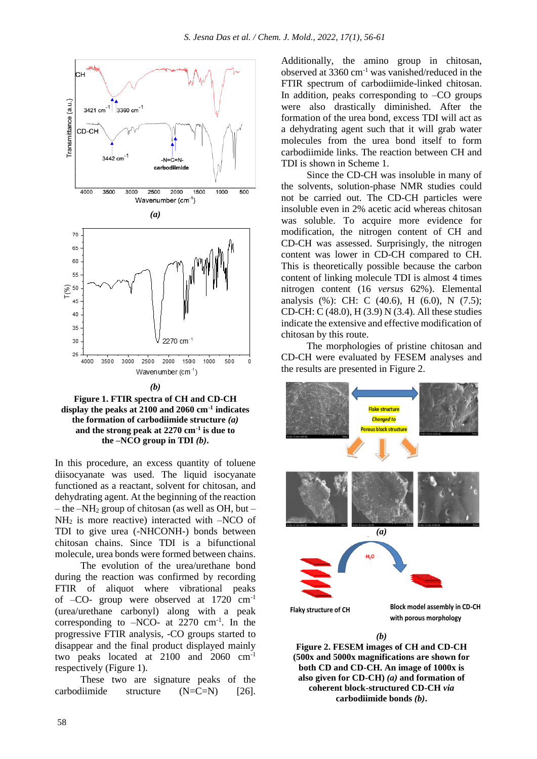**Figure 1. FTIR spectra of CH and CD-CH display the peaks at 2100 and 2060 cm$^{-1}$ indicates the formation of carbodiimide structure *(a)* and the strong peak at 2270 cm$^{-1}$ is due to the –NCO group in TDI *(b)*.**

In this procedure, an excess quantity of toluene diisocyanate was used. The liquid isocyanate functioned as a reactant, solvent for chitosan, and dehydrating agent. At the beginning of the reaction – the $-NH_2$ group of chitosan (as well as OH, but $-NH_2$ is more reactive) interacted with –NCO of TDI to give urea (-NHCONH-) bonds between chitosan chains. Since TDI is a bifunctional molecule, urea bonds were formed between chains.

The evolution of the urea/urethane bond during the reaction was confirmed by recording FTIR of aliquot where vibrational peaks of –CO- group were observed at 1720 cm$^{-1}$ (urea/urethane carbonyl) along with a peak corresponding to –NCO- at 2270 cm$^{-1}$. In the progressive FTIR analysis, -CO groups started to disappear and the final product displayed mainly two peaks located at 2100 and 2060 cm$^{-1}$ respectively (Figure 1).

These two are signature peaks of the carbodiimide structure (N=C=N) [26]. Additionally, the amino group in chitosan, observed at 3360 cm$^{-1}$ was vanished/reduced in the FTIR spectrum of carbodiimide-linked chitosan. In addition, peaks corresponding to –CO groups were also drastically diminished. After the formation of the urea bond, excess TDI will act as a dehydrating agent such that it will grab water molecules from the urea bond itself to form carbodiimide links. The reaction between CH and TDI is shown in Scheme 1.

Since the CD-CH was insoluble in many of the solvents, solution-phase NMR studies could not be carried out. The CD-CH particles were insoluble even in 2% acetic acid whereas chitosan was soluble. To acquire more evidence for modification, the nitrogen content of CH and CD-CH was assessed. Surprisingly, the nitrogen content was lower in CD-CH compared to CH. This is theoretically possible because the carbon content of linking molecule TDI is almost 4 times nitrogen content (16 *versus* 62%). Elemental analysis (%): CH: C (40.6), H (6.0), N (7.5); CD-CH: C (48.0), H (3.9) N (3.4). All these studies indicate the extensive and effective modification of chitosan by this route.

The morphologies of pristine chitosan and CD-CH were evaluated by FESEM analyses and the results are presented in Figure 2.

**Figure 2. FESEM images of CH and CD-CH (500x and 5000x magnifications are shown for both CD and CD-CH. An image of 1000x is also given for CD-CH) *(a)* and formation of coherent block-structured CD-CH *via* carbodiimide bonds *(b)*.**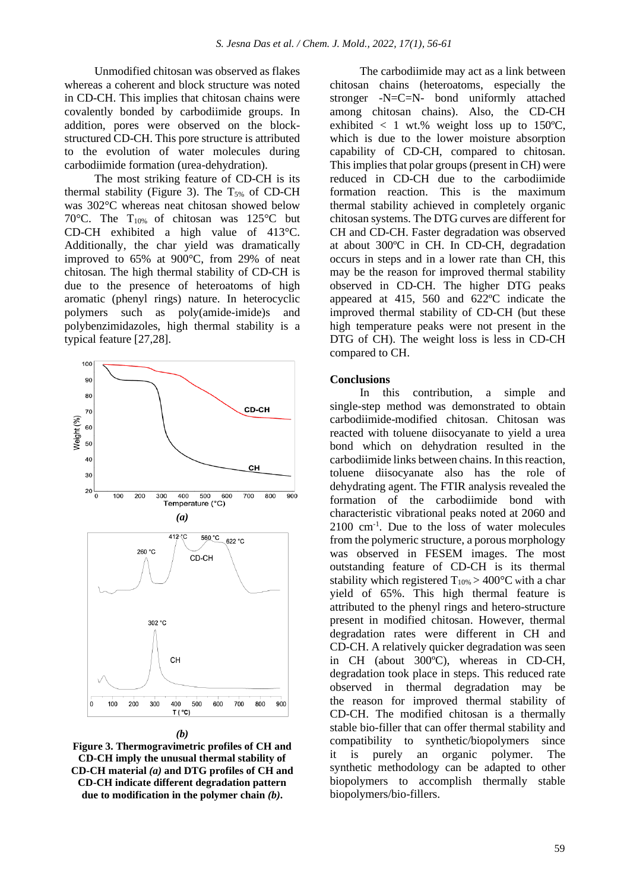Unmodified chitosan was observed as flakes whereas a coherent and block structure was noted in CD-CH. This implies that chitosan chains were covalently bonded by carbodiimide groups. In addition, pores were observed on the block-structured CD-CH. This pore structure is attributed to the evolution of water molecules during carbodiimide formation (urea-dehydration).

The most striking feature of CD-CH is its thermal stability (Figure 3). The $T_{5\%}$ of CD-CH was 302°C whereas neat chitosan showed below 70°C. The $T_{10\%}$ of chitosan was 125°C but CD-CH exhibited a high value of 413°C. Additionally, the char yield was dramatically improved to 65% at 900°C, from 29% of neat chitosan. The high thermal stability of CD-CH is due to the presence of heteroatoms of high aromatic (phenyl rings) nature. In heterocyclic polymers such as poly(amide-imide)s and polybenzimidazoles, high thermal stability is a typical feature [27,28].

***(a)***

***(b)***

**Figure 3. Thermogravimetric profiles of CH and CD-CH imply the unusual thermal stability of CD-CH material *(a)* and DTG profiles of CH and CD-CH indicate different degradation pattern due to modification in the polymer chain *(b)*.**

The carbodiimide may act as a link between chitosan chains (heteroatoms, especially the stronger -N=C=N- bond uniformly attached among chitosan chains). Also, the CD-CH exhibited < 1 wt.% weight loss up to 150ºC, which is due to the lower moisture absorption capability of CD-CH, compared to chitosan. This implies that polar groups (present in CH) were reduced in CD-CH due to the carbodiimide formation reaction. This is the maximum thermal stability achieved in completely organic chitosan systems. The DTG curves are different for CH and CD-CH. Faster degradation was observed at about 300ºC in CH. In CD-CH, degradation occurs in steps and in a lower rate than CH, this may be the reason for improved thermal stability observed in CD-CH. The higher DTG peaks appeared at 415, 560 and 622ºC indicate the improved thermal stability of CD-CH (but these high temperature peaks were not present in the DTG of CH). The weight loss is less in CD-CH compared to CH.

## Conclusions

In this contribution, a simple and single-step method was demonstrated to obtain carbodiimide-modified chitosan. Chitosan was reacted with toluene diisocyanate to yield a urea bond which on dehydration resulted in the carbodiimide links between chains. In this reaction, toluene diisocyanate also has the role of dehydrating agent. The FTIR analysis revealed the formation of the carbodiimide bond with characteristic vibrational peaks noted at 2060 and 2100 $cm^{-1}$. Due to the loss of water molecules from the polymeric structure, a porous morphology was observed in FESEM images. The most outstanding feature of CD-CH is its thermal stability which registered $T_{10\%} > 400°C$ with a char yield of 65%. This high thermal feature is attributed to the phenyl rings and hetero-structure present in modified chitosan. However, thermal degradation rates were different in CH and CD-CH. A relatively quicker degradation was seen in CH (about 300ºC), whereas in CD-CH, degradation took place in steps. This reduced rate observed in thermal degradation may be the reason for improved thermal stability of CD-CH. The modified chitosan is a thermally stable bio-filler that can offer thermal stability and compatibility to synthetic/biopolymers since it is purely an organic polymer. The synthetic methodology can be adapted to other biopolymers to accomplish thermally stable biopolymers/bio-fillers.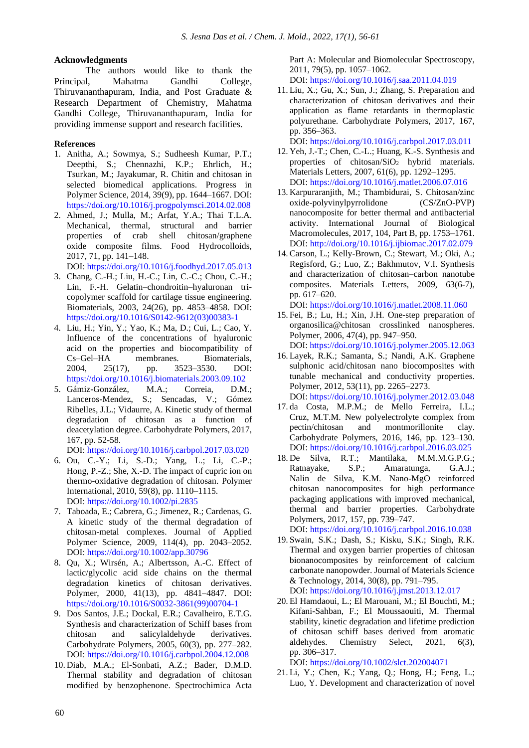## Acknowledgments

The authors would like to thank the Principal, Mahatma Gandhi College, Thiruvananthapuram, India, and Post Graduate & Research Department of Chemistry, Mahatma Gandhi College, Thiruvananthapuram, India for providing immense support and research facilities.

## References

1. Anitha, A.; Sowmya, S.; Sudheesh Kumar, P.T.; Deepthi, S.; Chennazhi, K.P.; Ehrlich, H.; Tsurkan, M.; Jayakumar, R. Chitin and chitosan in selected biomedical applications. Progress in Polymer Science, 2014, 39(9), pp. 1644–1667. DOI: https://doi.org/10.1016/j.progpolymsci.2014.02.008
2. Ahmed, J.; Mulla, M.; Arfat, Y.A.; Thai T.L.A. Mechanical, thermal, structural and barrier properties of crab shell chitosan/graphene oxide composite films. Food Hydrocolloids, 2017, 71, pp. 141–148. DOI: https://doi.org/10.1016/j.foodhyd.2017.05.013
3. Chang, C.-H.; Liu, H.-C.; Lin, C.-C.; Chou, C.-H.; Lin, F.-H. Gelatin–chondroitin–hyaluronan tri-copolymer scaffold for cartilage tissue engineering. Biomaterials, 2003, 24(26), pp. 4853–4858. DOI: https://doi.org/10.1016/S0142-9612(03)00383-1
4. Liu, H.; Yin, Y.; Yao, K.; Ma, D.; Cui, L.; Cao, Y. Influence of the concentrations of hyaluronic acid on the properties and biocompatibility of Cs–Gel–HA membranes. Biomaterials, 2004, 25(17), pp. 3523–3530. DOI: https://doi.org/10.1016/j.biomaterials.2003.09.102
5. Gámiz-González, M.A.; Correia, D.M.; Lanceros-Mendez, S.; Sencadas, V.; Gómez Ribelles, J.L.; Vidaurre, A. Kinetic study of thermal degradation of chitosan as a function of deacetylation degree. Carbohydrate Polymers, 2017, 167, pp. 52-58. DOI: https://doi.org/10.1016/j.carbpol.2017.03.020
6. Ou, C.-Y.; Li, S.-D.; Yang, L.; Li, C.-P.; Hong, P.-Z.; She, X.-D. The impact of cupric ion on thermo-oxidative degradation of chitosan. Polymer International, 2010, 59(8), pp. 1110–1115. DOI: https://doi.org/10.1002/pi.2835
7. Taboada, E.; Cabrera, G.; Jimenez, R.; Cardenas, G. A kinetic study of the thermal degradation of chitosan-metal complexes. Journal of Applied Polymer Science, 2009, 114(4), pp. 2043–2052. DOI: https://doi.org/10.1002/app.30796
8. Qu, X.; Wirsén, A.; Albertsson, A.-C. Effect of lactic/glycolic acid side chains on the thermal degradation kinetics of chitosan derivatives. Polymer, 2000, 41(13), pp. 4841–4847. DOI: https://doi.org/10.1016/S0032-3861(99)00704-1
9. Dos Santos, J.E.; Dockal, E.R.; Cavalheiro, E.T.G. Synthesis and characterization of Schiff bases from chitosan and salicylaldehyde derivatives. Carbohydrate Polymers, 2005, 60(3), pp. 277–282. DOI: https://doi.org/10.1016/j.carbpol.2004.12.008
10. Diab, M.A.; El-Sonbati, A.Z.; Bader, D.M.D. Thermal stability and degradation of chitosan modified by benzophenone. Spectrochimica Acta Part A: Molecular and Biomolecular Spectroscopy, 2011, 79(5), pp. 1057–1062. DOI: https://doi.org/10.1016/j.saa.2011.04.019
11. Liu, X.; Gu, X.; Sun, J.; Zhang, S. Preparation and characterization of chitosan derivatives and their application as flame retardants in thermoplastic polyurethane. Carbohydrate Polymers, 2017, 167, pp. 356–363. DOI: https://doi.org/10.1016/j.carbpol.2017.03.011
12. Yeh, J.-T.; Chen, C.-L.; Huang, K.-S. Synthesis and properties of chitosan/$SiO_2$ hybrid materials. Materials Letters, 2007, 61(6), pp. 1292–1295. DOI: https://doi.org/10.1016/j.matlet.2006.07.016
13. Karpuraranjith, M.; Thambidurai, S. Chitosan/zinc oxide-polyvinylpyrrolidone (CS/ZnO-PVP) nanocomposite for better thermal and antibacterial activity. International Journal of Biological Macromolecules, 2017, 104, Part B, pp. 1753–1761. DOI: http://doi.org/10.1016/j.ijbiomac.2017.02.079
14. Carson, L.; Kelly-Brown, C.; Stewart, M.; Oki, A.; Regisford, G.; Luo, Z.; Bakhmutov, V.I. Synthesis and characterization of chitosan–carbon nanotube composites. Materials Letters, 2009, 63(6-7), pp. 617–620. DOI: https://doi.org/10.1016/j.matlet.2008.11.060
15. Fei, B.; Lu, H.; Xin, J.H. One-step preparation of organosilica@chitosan crosslinked nanospheres. Polymer, 2006, 47(4), pp. 947–950. DOI: https://doi.org/10.1016/j.polymer.2005.12.063
16. Layek, R.K.; Samanta, S.; Nandi, A.K. Graphene sulphonic acid/chitosan nano biocomposites with tunable mechanical and conductivity properties. Polymer, 2012, 53(11), pp. 2265–2273. DOI: https://doi.org/10.1016/j.polymer.2012.03.048
17. da Costa, M.P.M.; de Mello Ferreira, I.L.; Cruz, M.T.M. New polyelectrolyte complex from pectin/chitosan and montmorillonite clay. Carbohydrate Polymers, 2016, 146, pp. 123–130. DOI: https://doi.org/10.1016/j.carbpol.2016.03.025
18. De Silva, R.T.; Mantilaka, M.M.M.G.P.G.; Ratnayake, S.P.; Amaratunga, G.A.J.; Nalin de Silva, K.M. Nano-MgO reinforced chitosan nanocomposites for high performance packaging applications with improved mechanical, thermal and barrier properties. Carbohydrate Polymers, 2017, 157, pp. 739–747. DOI: https://doi.org/10.1016/j.carbpol.2016.10.038
19. Swain, S.K.; Dash, S.; Kisku, S.K.; Singh, R.K. Thermal and oxygen barrier properties of chitosan bionanocomposites by reinforcement of calcium carbonate nanopowder. Journal of Materials Science & Technology, 2014, 30(8), pp. 791–795. DOI: https://doi.org/10.1016/j.jmst.2013.12.017
20. El Hamdaoui, L.; El Marouani, M.; El Bouchti, M.; Kifani-Sahban, F.; El Moussaouiti, M. Thermal stability, kinetic degradation and lifetime prediction of chitosan schiff bases derived from aromatic aldehydes. Chemistry Select, 2021, 6(3), pp. 306–317. DOI: https://doi.org/10.1002/slct.202004071
21. Li, Y.; Chen, K.; Yang, Q.; Hong, H.; Feng, L.; Luo, Y. Development and characterization of novel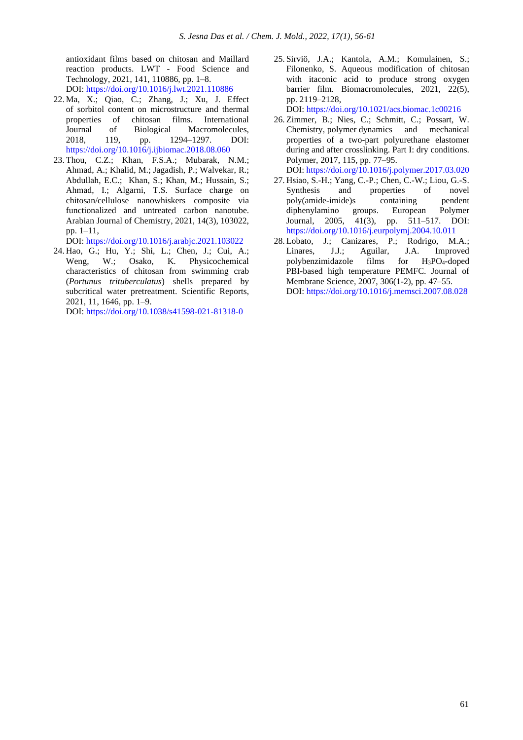antioxidant films based on chitosan and Maillard reaction products. LWT - Food Science and Technology, 2021, 141, 110886, pp. 1–8. DOI: https://doi.org/10.1016/j.lwt.2021.110886

22. Ma, X.; Qiao, C.; Zhang, J.; Xu, J. Effect of sorbitol content on microstructure and thermal properties of chitosan films. International Journal of Biological Macromolecules, 2018, 119, pp. 1294–1297. DOI: https://doi.org/10.1016/j.ijbiomac.2018.08.060
23. Thou, C.Z.; Khan, F.S.A.; Mubarak, N.M.; Ahmad, A.; Khalid, M.; Jagadish, P.; Walvekar, R.; Abdullah, E.C.; Khan, S.; Khan, M.; Hussain, S.; Ahmad, I.; Algarni, T.S. Surface charge on chitosan/cellulose nanowhiskers composite via functionalized and untreated carbon nanotube. Arabian Journal of Chemistry, 2021, 14(3), 103022, pp. 1–11, DOI: https://doi.org/10.1016/j.arabjc.2021.103022
24. Hao, G.; Hu, Y.; Shi, L.; Chen, J.; Cui, A.; Weng, W.; Osako, K. Physicochemical characteristics of chitosan from swimming crab (*Portunus trituberculatus*) shells prepared by subcritical water pretreatment. Scientific Reports, 2021, 11, 1646, pp. 1–9. DOI: https://doi.org/10.1038/s41598-021-81318-0
25. Sirviö, J.A.; Kantola, A.M.; Komulainen, S.; Filonenko, S. Aqueous modification of chitosan with itaconic acid to produce strong oxygen barrier film. Biomacromolecules, 2021, 22(5), pp. 2119–2128, DOI: https://doi.org/10.1021/acs.biomac.1c00216
26. Zimmer, B.; Nies, C.; Schmitt, C.; Possart, W. Chemistry, polymer dynamics and mechanical properties of a two-part polyurethane elastomer during and after crosslinking. Part I: dry conditions. Polymer, 2017, 115, pp. 77–95. DOI: https://doi.org/10.1016/j.polymer.2017.03.020
27. Hsiao, S.-H.; Yang, C.-P.; Chen, C.-W.; Liou, G.-S. Synthesis and properties of novel poly(amide-imide)s containing pendent diphenylamino groups. European Polymer Journal, 2005, 41(3), pp. 511–517. DOI: https://doi.org/10.1016/j.eurpolymj.2004.10.011
28. Lobato, J.; Canizares, P.; Rodrigo, M.A.; Linares, J.J.; Aguilar, J.A. Improved polybenzimidazole films for $H_3PO_4$-doped PBI-based high temperature PEMFC. Journal of Membrane Science, 2007, 306(1-2), pp. 47–55. DOI: https://doi.org/10.1016/j.memsci.2007.08.028